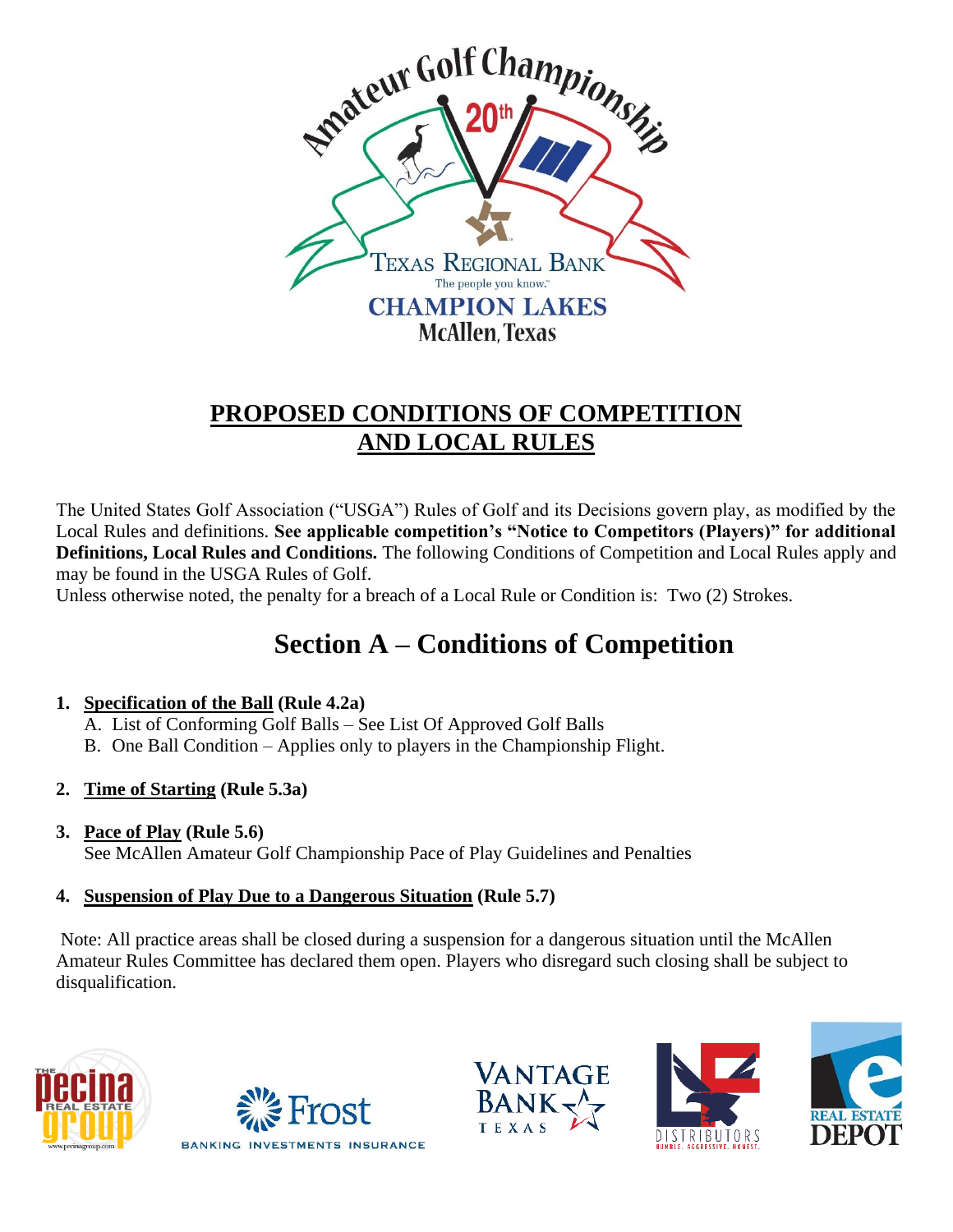# PROPOSED CONDITIONS OF COMPETITION AND LOCAL RULES

The United States Golf Association ("USGA") Rules of Golf and its Decisions govern play, as modified by the Local Rules and definitions. **See applicable competition's "Notice to Competitors (Players)" for additional Definitions, Local Rules and Conditions.** The following Conditions of Competition and Local Rules apply and may be found in the USGA Rules of Golf.

Unless otherwise noted, the penalty for a breach of a Local Rule or Condition is: Two (2) Strokes.

## Section A – Conditions of Competition

1. **Specification of the Ball (Rule 4.2a)**
   - A. List of Conforming Golf Balls – See List Of Approved Golf Balls
   - B. One Ball Condition – Applies only to players in the Championship Flight.

2. **Time of Starting (Rule 5.3a)**

3. **Pace of Play (Rule 5.6)**
   See McAllen Amateur Golf Championship Pace of Play Guidelines and Penalties

4. **Suspension of Play Due to a Dangerous Situation (Rule 5.7)**

Note: All practice areas shall be closed during a suspension for a dangerous situation until the McAllen Amateur Rules Committee has declared them open. Players who disregard such closing shall be subject to disqualification.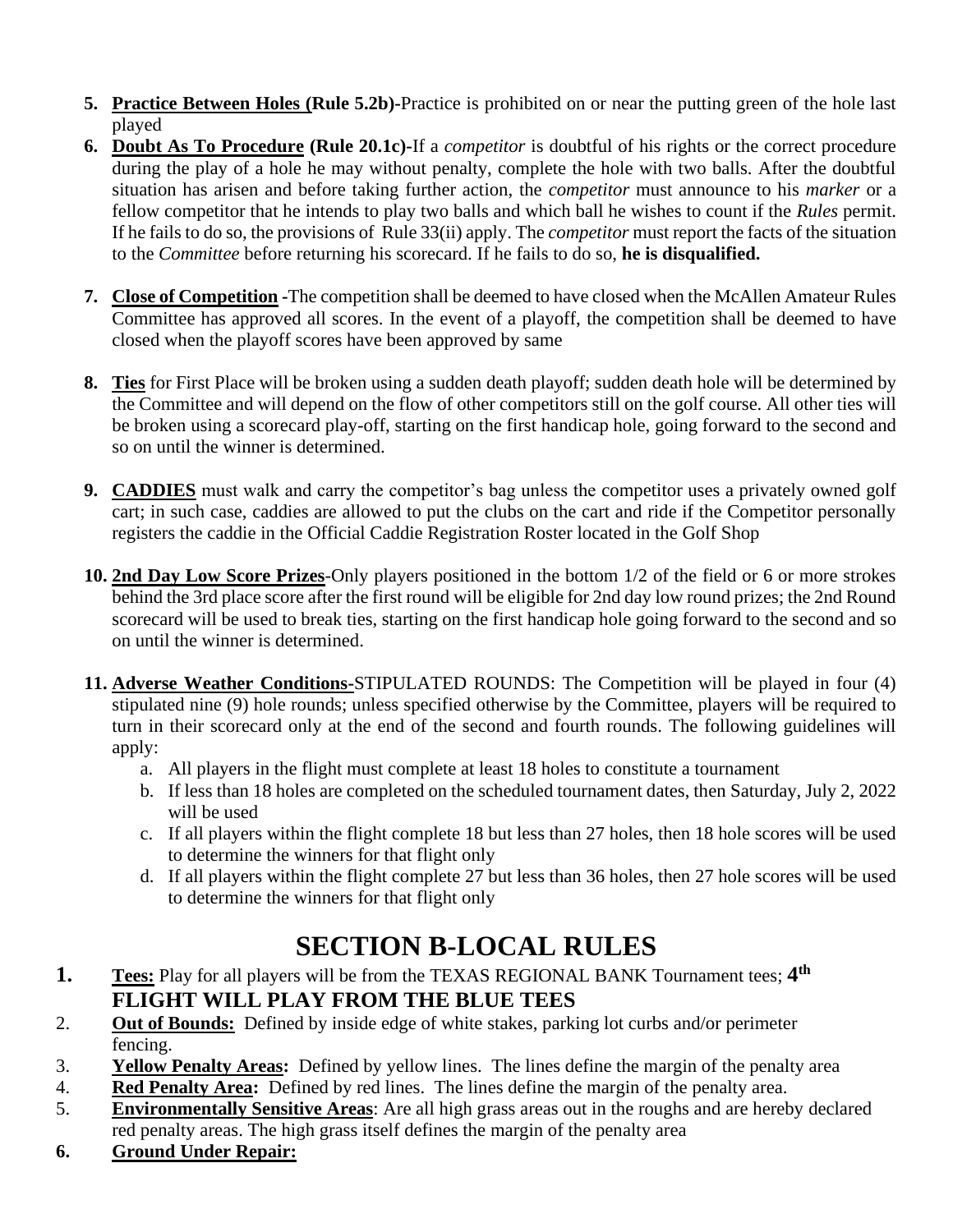5. **Practice Between Holes (Rule 5.2b)**-Practice is prohibited on or near the putting green of the hole last played
6. **Doubt As To Procedure (Rule 20.1c)-**If a *competitor* is doubtful of his rights or the correct procedure during the play of a hole he may without penalty, complete the hole with two balls. After the doubtful situation has arisen and before taking further action, the *competitor* must announce to his *marker* or a fellow competitor that he intends to play two balls and which ball he wishes to count if the *Rules* permit. If he fails to do so, the provisions of Rule 33(ii) apply. The *competitor* must report the facts of the situation to the *Committee* before returning his scorecard. If he fails to do so, **he is disqualified.**

7. **Close of Competition** -The competition shall be deemed to have closed when the McAllen Amateur Rules Committee has approved all scores. In the event of a playoff, the competition shall be deemed to have closed when the playoff scores have been approved by same

8. **Ties** for First Place will be broken using a sudden death playoff; sudden death hole will be determined by the Committee and will depend on the flow of other competitors still on the golf course. All other ties will be broken using a scorecard play-off, starting on the first handicap hole, going forward to the second and so on until the winner is determined.

9. **CADDIES** must walk and carry the competitor's bag unless the competitor uses a privately owned golf cart; in such case, caddies are allowed to put the clubs on the cart and ride if the Competitor personally registers the caddie in the Official Caddie Registration Roster located in the Golf Shop

10. **2nd Day Low Score Prizes**-Only players positioned in the bottom 1/2 of the field or 6 or more strokes behind the 3rd place score after the first round will be eligible for 2nd day low round prizes; the 2nd Round scorecard will be used to break ties, starting on the first handicap hole going forward to the second and so on until the winner is determined.

11. **Adverse Weather Conditions-**STIPULATED ROUNDS: The Competition will be played in four (4) stipulated nine (9) hole rounds; unless specified otherwise by the Committee, players will be required to turn in their scorecard only at the end of the second and fourth rounds. The following guidelines will apply:
    a. All players in the flight must complete at least 18 holes to constitute a tournament
    b. If less than 18 holes are completed on the scheduled tournament dates, then Saturday, July 2, 2022 will be used
    c. If all players within the flight complete 18 but less than 27 holes, then 18 hole scores will be used to determine the winners for that flight only
    d. If all players within the flight complete 27 but less than 36 holes, then 27 hole scores will be used to determine the winners for that flight only

# SECTION B-LOCAL RULES

1. **Tees:** Play for all players will be from the TEXAS REGIONAL BANK Tournament tees; **4th FLIGHT WILL PLAY FROM THE BLUE TEES**
2. **Out of Bounds:** Defined by inside edge of white stakes, parking lot curbs and/or perimeter fencing.
3. **Yellow Penalty Areas:** Defined by yellow lines. The lines define the margin of the penalty area
4. **Red Penalty Area:** Defined by red lines. The lines define the margin of the penalty area.
5. **Environmentally Sensitive Areas**: Are all high grass areas out in the roughs and are hereby declared red penalty areas. The high grass itself defines the margin of the penalty area
6. **Ground Under Repair:**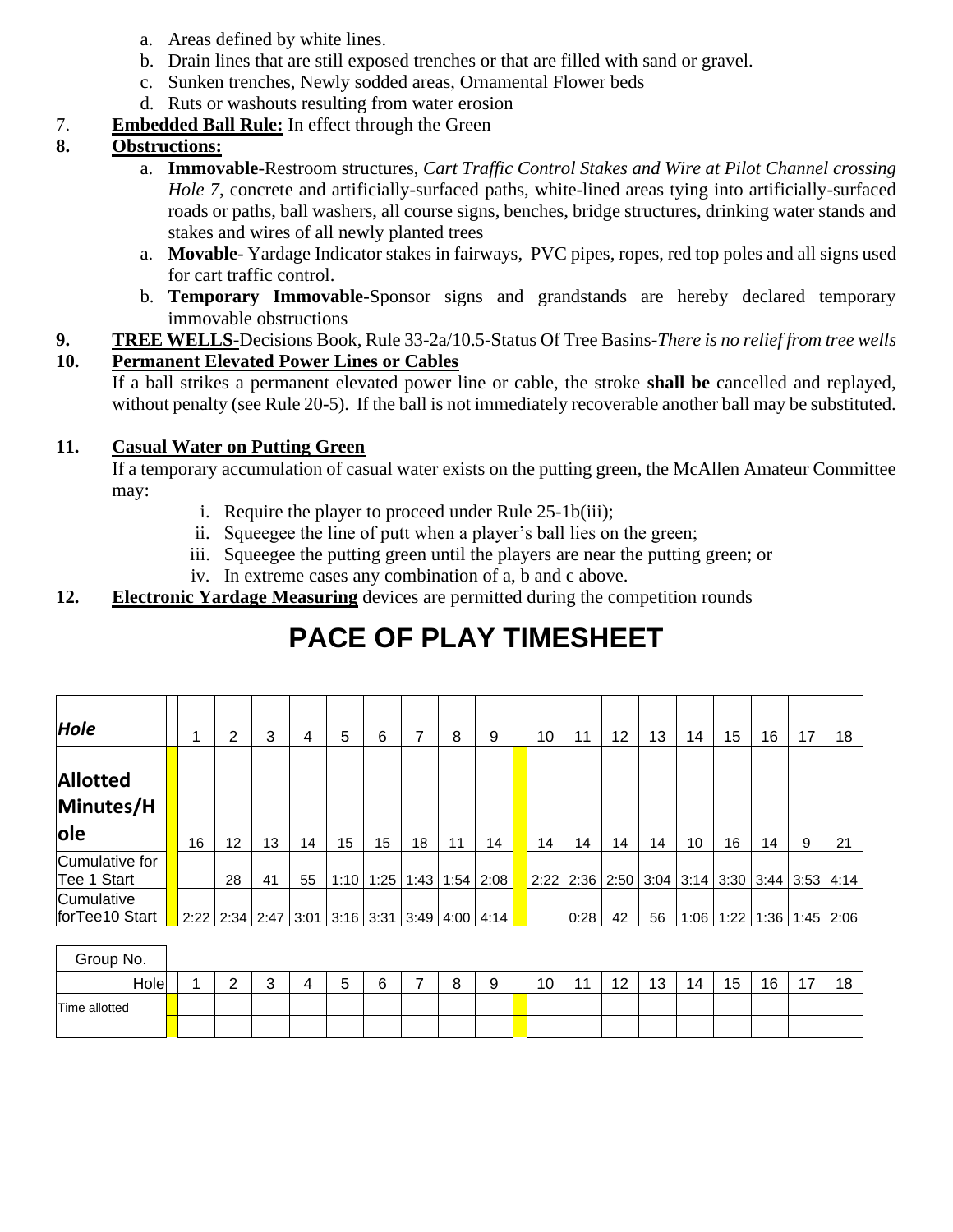a. Areas defined by white lines.
b. Drain lines that are still exposed trenches or that are filled with sand or gravel.
c. Sunken trenches, Newly sodded areas, Ornamental Flower beds
d. Ruts or washouts resulting from water erosion

7. **Embedded Ball Rule:** In effect through the Green

8. **Obstructions:**
   a. **Immovable**-Restroom structures, *Cart Traffic Control Stakes and Wire at Pilot Channel crossing Hole 7*, concrete and artificially-surfaced paths, white-lined areas tying into artificially-surfaced roads or paths, ball washers, all course signs, benches, bridge structures, drinking water stands and stakes and wires of all newly planted trees
   a. **Movable**- Yardage Indicator stakes in fairways, PVC pipes, ropes, red top poles and all signs used for cart traffic control.
   b. **Temporary Immovable**-Sponsor signs and grandstands are hereby declared temporary immovable obstructions

9. **TREE WELLS**-Decisions Book, Rule 33-2a/10.5-Status Of Tree Basins-*There is no relief from tree wells*

10. **Permanent Elevated Power Lines or Cables**

    If a ball strikes a permanent elevated power line or cable, the stroke **shall be** cancelled and replayed, without penalty (see Rule 20-5). If the ball is not immediately recoverable another ball may be substituted.

11. **Casual Water on Putting Green**

    If a temporary accumulation of casual water exists on the putting green, the McAllen Amateur Committee may:

    i. Require the player to proceed under Rule 25-1b(iii);
    ii. Squeegee the line of putt when a player's ball lies on the green;
    iii. Squeegee the putting green until the players are near the putting green; or
    iv. In extreme cases any combination of a, b and c above.

12. **Electronic Yardage Measuring** devices are permitted during the competition rounds

# PACE OF PLAY TIMESHEET

| *Hole* | | 1 | 2 | 3 | 4 | 5 | 6 | 7 | 8 | 9 | | 10 | 11 | 12 | 13 | 14 | 15 | 16 | 17 | 18 |
|---|---|---|---|---|---|---|---|---|---|---|---|---|---|---|---|---|---|---|---|---|
| **Allotted Minutes/Hole** | | 16 | 12 | 13 | 14 | 15 | 15 | 18 | 11 | 14 | | 14 | 14 | 14 | 14 | 10 | 16 | 14 | 9 | 21 |
| Cumulative for Tee 1 Start | | | 28 | 41 | 55 | 1:10 | 1:25 | 1:43 | 1:54 | 2:08 | | 2:22 | 2:36 | 2:50 | 3:04 | 3:14 | 3:30 | 3:44 | 3:53 | 4:14 |
| Cumulative forTee10 Start | | 2:22 | 2:34 | 2:47 | 3:01 | 3:16 | 3:31 | 3:49 | 4:00 | 4:14 | | | 0:28 | 42 | 56 | 1:06 | 1:22 | 1:36 | 1:45 | 2:06 |

| Group No. | | | | | | | | | | | | | | | | | | | | |
|---|---|---|---|---|---|---|---|---|---|---|---|---|---|---|---|---|---|---|---|---|
| Hole | | 1 | 2 | 3 | 4 | 5 | 6 | 7 | 8 | 9 | | 10 | 11 | 12 | 13 | 14 | 15 | 16 | 17 | 18 |
| Time allotted | | | | | | | | | | | | | | | | | | | | |
| | | | | | | | | | | | | | | | | | | | | |